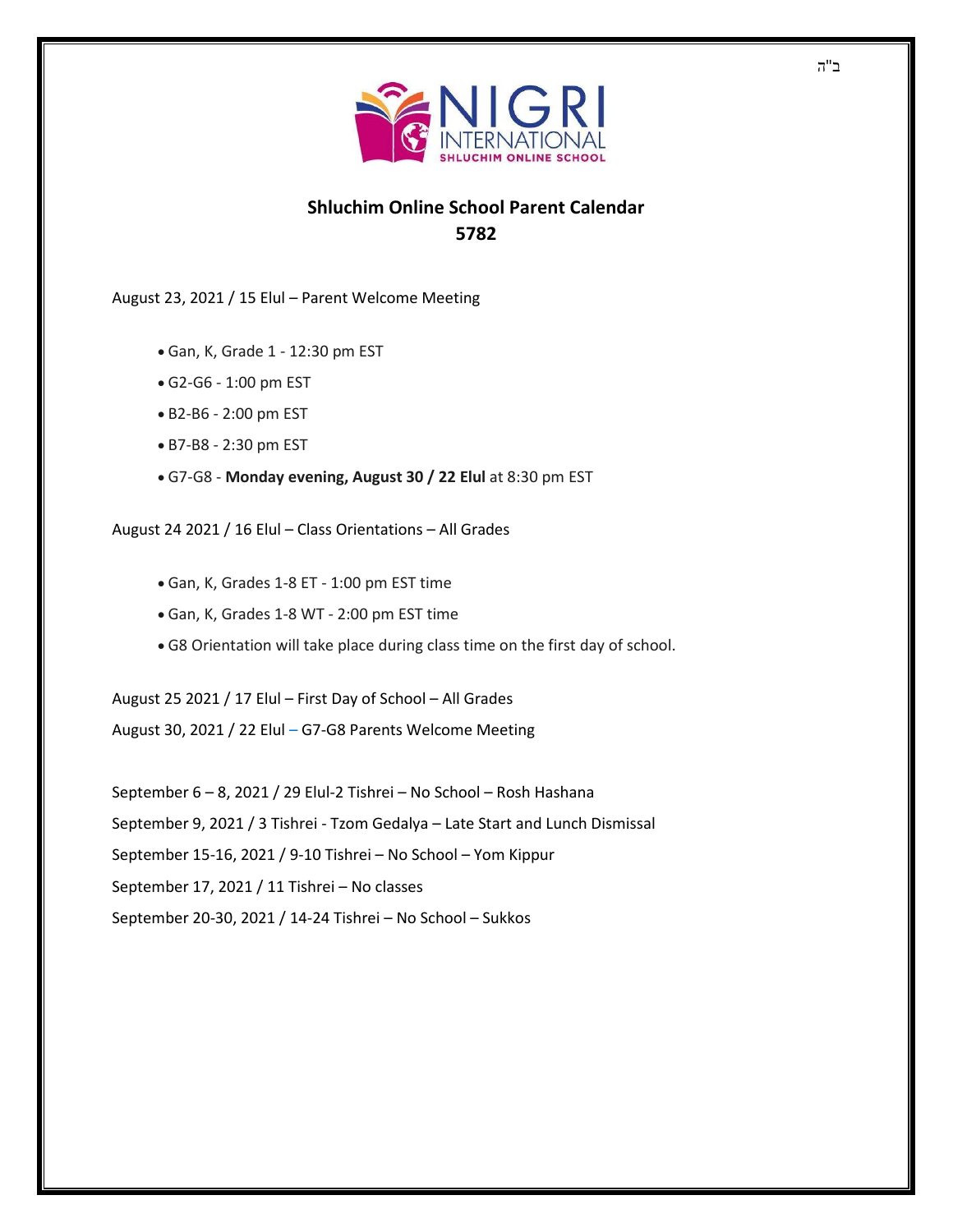ב"ה

NIGRI INTERNATIONAL
SHLUCHIM ONLINE SCHOOL

## Shluchim Online School Parent Calendar
## 5782

August 23, 2021 / 15 Elul – Parent Welcome Meeting

- Gan, K, Grade 1 - 12:30 pm EST
- G2-G6 - 1:00 pm EST
- B2-B6 - 2:00 pm EST
- B7-B8 - 2:30 pm EST
- G7-G8 - **Monday evening, August 30 / 22 Elul** at 8:30 pm EST

August 24 2021 / 16 Elul – Class Orientations – All Grades

- Gan, K, Grades 1-8 ET - 1:00 pm EST time
- Gan, K, Grades 1-8 WT - 2:00 pm EST time
- G8 Orientation will take place during class time on the first day of school.

August 25 2021 / 17 Elul – First Day of School – All Grades

August 30, 2021 / 22 Elul – G7-G8 Parents Welcome Meeting

September 6 – 8, 2021 / 29 Elul-2 Tishrei – No School – Rosh Hashana

September 9, 2021 / 3 Tishrei - Tzom Gedalya – Late Start and Lunch Dismissal

September 15-16, 2021 / 9-10 Tishrei – No School – Yom Kippur

September 17, 2021 / 11 Tishrei – No classes

September 20-30, 2021 / 14-24 Tishrei – No School – Sukkos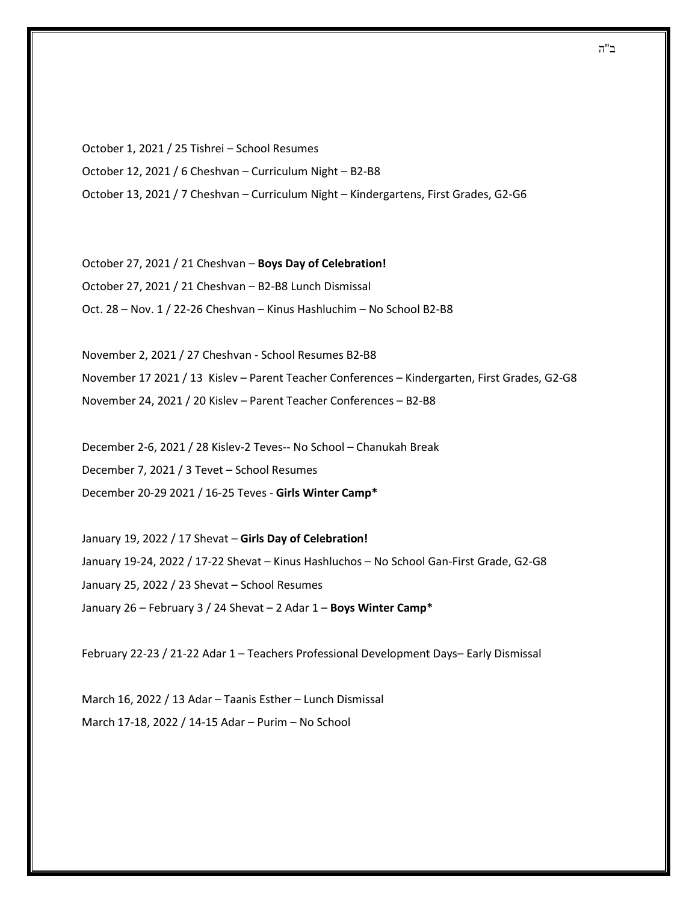October 1, 2021 / 25 Tishrei – School Resumes

October 12, 2021 / 6 Cheshvan – Curriculum Night – B2-B8

October 13, 2021 / 7 Cheshvan – Curriculum Night – Kindergartens, First Grades, G2-G6

October 27, 2021 / 21 Cheshvan – **Boys Day of Celebration!**

October 27, 2021 / 21 Cheshvan – B2-B8 Lunch Dismissal

Oct. 28 – Nov. 1 / 22-26 Cheshvan – Kinus Hashluchim – No School B2-B8

November 2, 2021 / 27 Cheshvan - School Resumes B2-B8

November 17 2021 / 13 Kislev – Parent Teacher Conferences – Kindergarten, First Grades, G2-G8

November 24, 2021 / 20 Kislev – Parent Teacher Conferences – B2-B8

December 2-6, 2021 / 28 Kislev-2 Teves-- No School – Chanukah Break

December 7, 2021 / 3 Tevet – School Resumes

December 20-29 2021 / 16-25 Teves - **Girls Winter Camp***

January 19, 2022 / 17 Shevat – **Girls Day of Celebration!**

January 19-24, 2022 / 17-22 Shevat – Kinus Hashluchos – No School Gan-First Grade, G2-G8

January 25, 2022 / 23 Shevat – School Resumes

January 26 – February 3 / 24 Shevat – 2 Adar 1 – **Boys Winter Camp***

February 22-23 / 21-22 Adar 1 – Teachers Professional Development Days– Early Dismissal

March 16, 2022 / 13 Adar – Taanis Esther – Lunch Dismissal

March 17-18, 2022 / 14-15 Adar – Purim – No School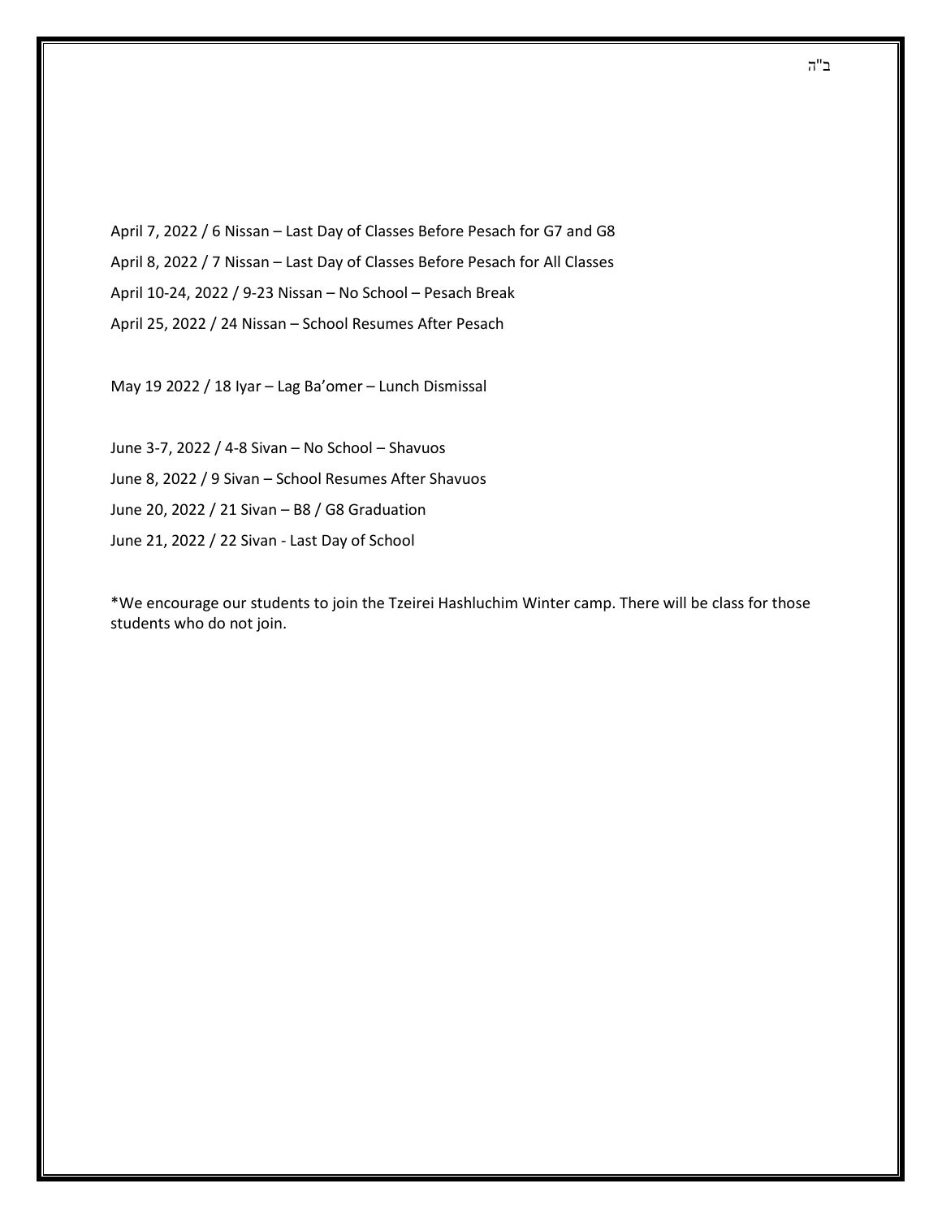April 7, 2022 / 6 Nissan – Last Day of Classes Before Pesach for G7 and G8

April 8, 2022 / 7 Nissan – Last Day of Classes Before Pesach for All Classes

April 10-24, 2022 / 9-23 Nissan – No School – Pesach Break

April 25, 2022 / 24 Nissan – School Resumes After Pesach

May 19 2022 / 18 Iyar – Lag Ba'omer – Lunch Dismissal

June 3-7, 2022 / 4-8 Sivan – No School – Shavuos

June 8, 2022 / 9 Sivan – School Resumes After Shavuos

June 20, 2022 / 21 Sivan – B8 / G8 Graduation

June 21, 2022 / 22 Sivan - Last Day of School

*We encourage our students to join the Tzeirei Hashluchim Winter camp. There will be class for those students who do not join.